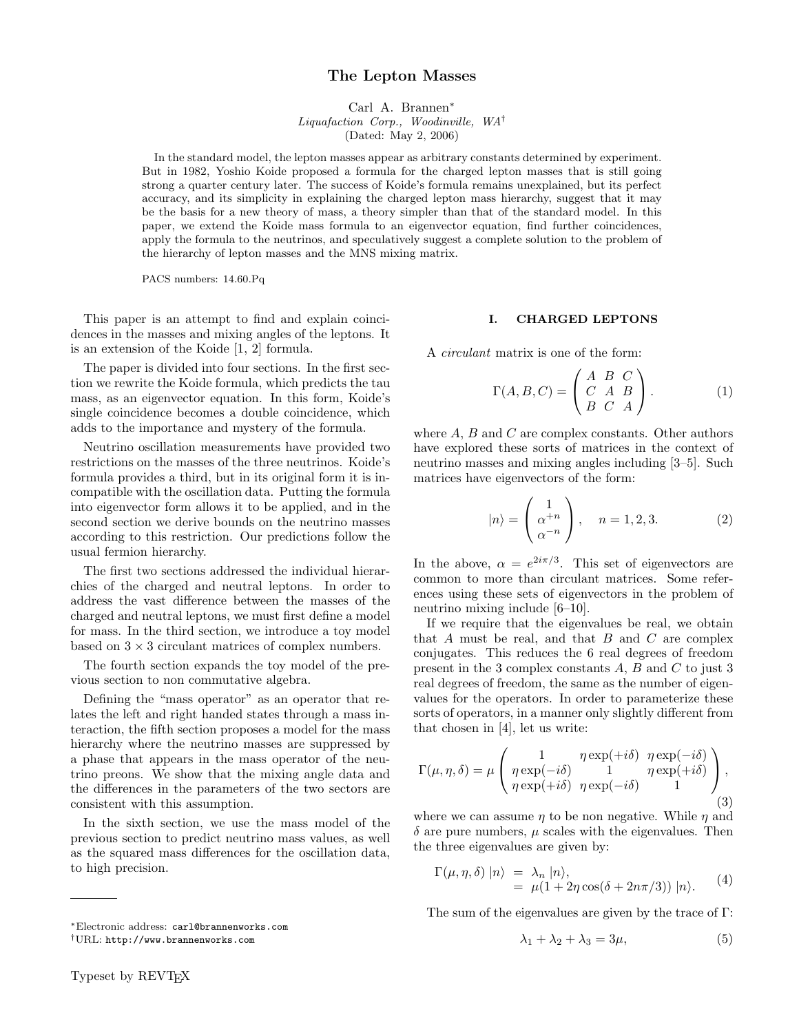# The Lepton Masses

Carl A. Brannen*

*Liquafaction Corp., Woodinville, WA*†

(Dated: May 2, 2006)

In the standard model, the lepton masses appear as arbitrary constants determined by experiment. But in 1982, Yoshio Koide proposed a formula for the charged lepton masses that is still going strong a quarter century later. The success of Koide's formula remains unexplained, but its perfect accuracy, and its simplicity in explaining the charged lepton mass hierarchy, suggest that it may be the basis for a new theory of mass, a theory simpler than that of the standard model. In this paper, we extend the Koide mass formula to an eigenvector equation, find further coincidences, apply the formula to the neutrinos, and speculatively suggest a complete solution to the problem of the hierarchy of lepton masses and the MNS mixing matrix.

PACS numbers: 14.60.Pq

This paper is an attempt to find and explain coincidences in the masses and mixing angles of the leptons. It is an extension of the Koide [1, 2] formula.

The paper is divided into four sections. In the first section we rewrite the Koide formula, which predicts the tau mass, as an eigenvector equation. In this form, Koide's single coincidence becomes a double coincidence, which adds to the importance and mystery of the formula.

Neutrino oscillation measurements have provided two restrictions on the masses of the three neutrinos. Koide's formula provides a third, but in its original form it is incompatible with the oscillation data. Putting the formula into eigenvector form allows it to be applied, and in the second section we derive bounds on the neutrino masses according to this restriction. Our predictions follow the usual fermion hierarchy.

The first two sections addressed the individual hierarchies of the charged and neutral leptons. In order to address the vast difference between the masses of the charged and neutral leptons, we must first define a model for mass. In the third section, we introduce a toy model based on $3 \times 3$ circulant matrices of complex numbers.

The fourth section expands the toy model of the previous section to non commutative algebra.

Defining the "mass operator" as an operator that relates the left and right handed states through a mass interaction, the fifth section proposes a model for the mass hierarchy where the neutrino masses are suppressed by a phase that appears in the mass operator of the neutrino preons. We show that the mixing angle data and the differences in the parameters of the two sectors are consistent with this assumption.

In the sixth section, we use the mass model of the previous section to predict neutrino mass values, as well as the squared mass differences for the oscillation data, to high precision.

## I. CHARGED LEPTONS

A *circulant* matrix is one of the form:

$$\Gamma(A, B, C) = \begin{pmatrix} A & B & C \\ C & A & B \\ B & C & A \end{pmatrix}. \tag{1}$$

where $A$, $B$ and $C$ are complex constants. Other authors have explored these sorts of matrices in the context of neutrino masses and mixing angles including [3–5]. Such matrices have eigenvectors of the form:

$$|n\rangle = \begin{pmatrix} 1 \\ \alpha^{+n} \\ \alpha^{-n} \end{pmatrix}, \quad n = 1, 2, 3. \tag{2}$$

In the above, $\alpha = e^{2i\pi/3}$. This set of eigenvectors are common to more than circulant matrices. Some references using these sets of eigenvectors in the problem of neutrino mixing include [6–10].

If we require that the eigenvalues be real, we obtain that $A$ must be real, and that $B$ and $C$ are complex conjugates. This reduces the 6 real degrees of freedom present in the 3 complex constants $A$, $B$ and $C$ to just 3 real degrees of freedom, the same as the number of eigenvalues for the operators. In order to parameterize these sorts of operators, in a manner only slightly different from that chosen in [4], let us write:

$$\Gamma(\mu, \eta, \delta) = \mu \begin{pmatrix} 1 & \eta \exp(+i\delta) & \eta \exp(-i\delta) \\ \eta \exp(-i\delta) & 1 & \eta \exp(+i\delta) \\ \eta \exp(+i\delta) & \eta \exp(-i\delta) & 1 \end{pmatrix}, \tag{3}$$

where we can assume $\eta$ to be non negative. While $\eta$ and $\delta$ are pure numbers, $\mu$ scales with the eigenvalues. Then the three eigenvalues are given by:

$$\begin{aligned} \Gamma(\mu, \eta, \delta)\, |n\rangle &= \lambda_n\, |n\rangle, \\ &= \mu(1 + 2\eta \cos(\delta + 2n\pi/3))\, |n\rangle. \end{aligned} \tag{4}$$

The sum of the eigenvalues are given by the trace of $\Gamma$:

$$\lambda_1 + \lambda_2 + \lambda_3 = 3\mu, \tag{5}$$

---

*Electronic address: carl@brannenworks.com

†URL: http://www.brannenworks.com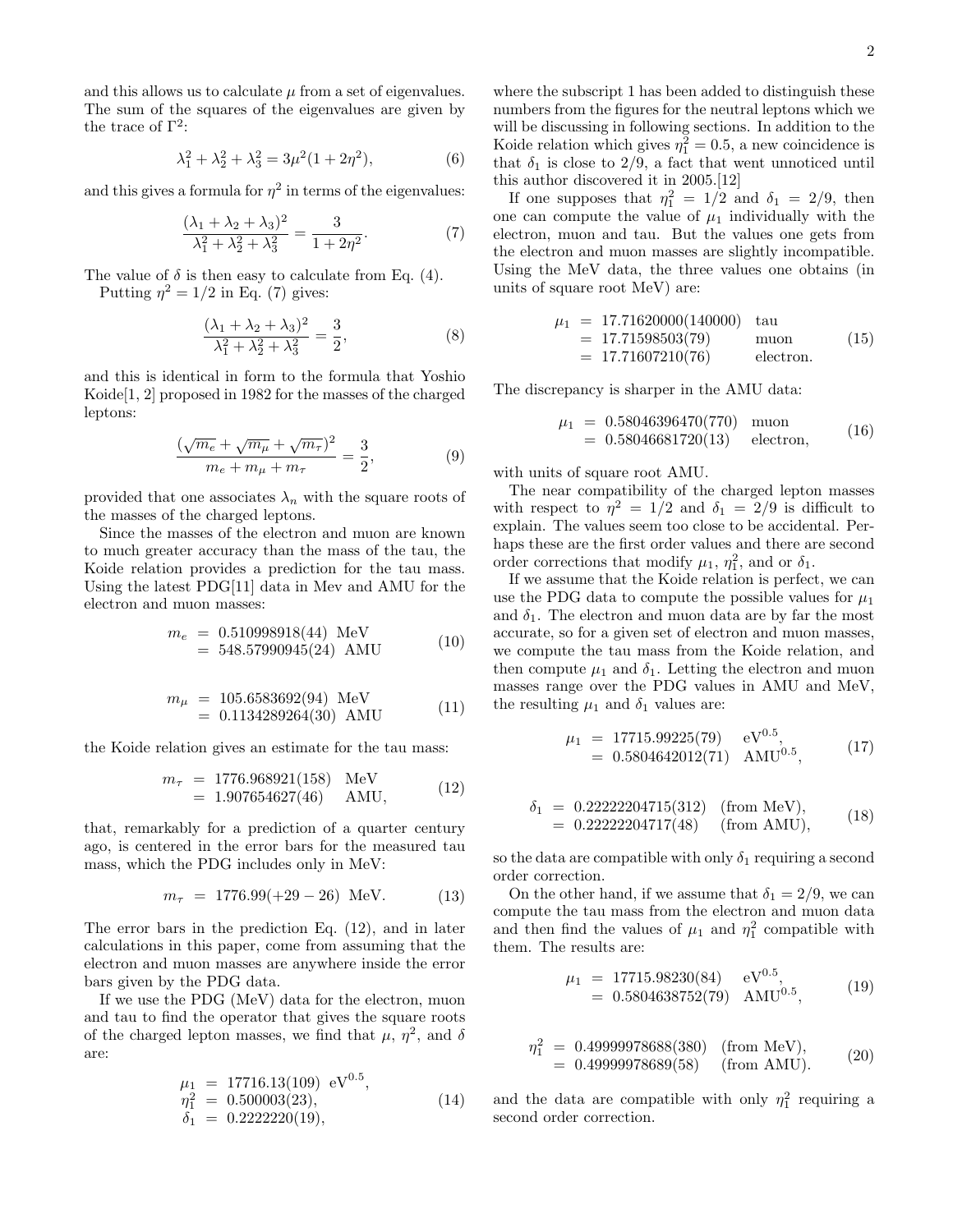and this allows us to calculate $\mu$ from a set of eigenvalues. The sum of the squares of the eigenvalues are given by the trace of $\Gamma^2$:

$$\lambda_1^2 + \lambda_2^2 + \lambda_3^2 = 3\mu^2(1 + 2\eta^2), \tag{6}$$

and this gives a formula for $\eta^2$ in terms of the eigenvalues:

$$\frac{(\lambda_1 + \lambda_2 + \lambda_3)^2}{\lambda_1^2 + \lambda_2^2 + \lambda_3^2} = \frac{3}{1 + 2\eta^2}. \tag{7}$$

The value of $\delta$ is then easy to calculate from Eq. (4).

Putting $\eta^2 = 1/2$ in Eq. (7) gives:

$$\frac{(\lambda_1 + \lambda_2 + \lambda_3)^2}{\lambda_1^2 + \lambda_2^2 + \lambda_3^2} = \frac{3}{2}, \tag{8}$$

and this is identical in form to the formula that Yoshio Koide[1, 2] proposed in 1982 for the masses of the charged leptons:

$$\frac{(\sqrt{m_e} + \sqrt{m_\mu} + \sqrt{m_\tau})^2}{m_e + m_\mu + m_\tau} = \frac{3}{2}, \tag{9}$$

provided that one associates $\lambda_n$ with the square roots of the masses of the charged leptons.

Since the masses of the electron and muon are known to much greater accuracy than the mass of the tau, the Koide relation provides a prediction for the tau mass. Using the latest PDG[11] data in Mev and AMU for the electron and muon masses:

$$\begin{aligned} m_e &= 0.510998918(44) \text{ MeV} \\ &= 548.57990945(24) \text{ AMU} \end{aligned} \tag{10}$$

$$\begin{aligned} m_\mu &= 105.6583692(94) \text{ MeV} \\ &= 0.1134289264(30) \text{ AMU} \end{aligned} \tag{11}$$

the Koide relation gives an estimate for the tau mass:

$$\begin{aligned} m_\tau &= 1776.968921(158) \text{ MeV} \\ &= 1.907654627(46) \text{ AMU}, \end{aligned} \tag{12}$$

that, remarkably for a prediction of a quarter century ago, is centered in the error bars for the measured tau mass, which the PDG includes only in MeV:

$$m_\tau = 1776.99(+29 - 26) \text{ MeV}. \tag{13}$$

The error bars in the prediction Eq. (12), and in later calculations in this paper, come from assuming that the electron and muon masses are anywhere inside the error bars given by the PDG data.

If we use the PDG (MeV) data for the electron, muon and tau to find the operator that gives the square roots of the charged lepton masses, we find that $\mu$, $\eta^2$, and $\delta$ are:

$$\begin{aligned} \mu_1 &= 17716.13(109) \text{ eV}^{0.5}, \\ \eta_1^2 &= 0.500003(23), \\ \delta_1 &= 0.2222220(19), \end{aligned} \tag{14}$$

where the subscript 1 has been added to distinguish these numbers from the figures for the neutral leptons which we will be discussing in following sections. In addition to the Koide relation which gives $\eta_1^2 = 0.5$, a new coincidence is that $\delta_1$ is close to $2/9$, a fact that went unnoticed until this author discovered it in 2005.[12]

If one supposes that $\eta_1^2 = 1/2$ and $\delta_1 = 2/9$, then one can compute the value of $\mu_1$ individually with the electron, muon and tau. But the values one gets from the electron and muon masses are slightly incompatible. Using the MeV data, the three values one obtains (in units of square root MeV) are:

$$\begin{aligned} \mu_1 &= 17.71620000(140000) \quad \text{tau} \\ &= 17.71598503(79) \quad \text{muon} \\ &= 17.71607210(76) \quad \text{electron.} \end{aligned} \tag{15}$$

The discrepancy is sharper in the AMU data:

$$\begin{aligned} \mu_1 &= 0.58046396470(770) \quad \text{muon} \\ &= 0.58046681720(13) \quad \text{electron,} \end{aligned} \tag{16}$$

with units of square root AMU.

The near compatibility of the charged lepton masses with respect to $\eta^2 = 1/2$ and $\delta_1 = 2/9$ is difficult to explain. The values seem too close to be accidental. Perhaps these are the first order values and there are second order corrections that modify $\mu_1$, $\eta_1^2$, and or $\delta_1$.

If we assume that the Koide relation is perfect, we can use the PDG data to compute the possible values for $\mu_1$ and $\delta_1$. The electron and muon data are by far the most accurate, so for a given set of electron and muon masses, we compute the tau mass from the Koide relation, and then compute $\mu_1$ and $\delta_1$. Letting the electron and muon masses range over the PDG values in AMU and MeV, the resulting $\mu_1$ and $\delta_1$ values are:

$$\begin{aligned} \mu_1 &= 17715.99225(79) \quad \text{eV}^{0.5}, \\ &= 0.5804642012(71) \quad \text{AMU}^{0.5}, \end{aligned} \tag{17}$$

$$\begin{aligned} \delta_1 &= 0.22222204715(312) \quad \text{(from MeV)}, \\ &= 0.22222204717(48) \quad \text{(from AMU)}, \end{aligned} \tag{18}$$

so the data are compatible with only $\delta_1$ requiring a second order correction.

On the other hand, if we assume that $\delta_1 = 2/9$, we can compute the tau mass from the electron and muon data and then find the values of $\mu_1$ and $\eta_1^2$ compatible with them. The results are:

$$\begin{aligned} \mu_1 &= 17715.98230(84) \quad \text{eV}^{0.5}, \\ &= 0.5804638752(79) \quad \text{AMU}^{0.5}, \end{aligned} \tag{19}$$

$$\begin{aligned} \eta_1^2 &= 0.49999978688(380) \quad \text{(from MeV)}, \\ &= 0.49999978689(58) \quad \text{(from AMU)}. \end{aligned} \tag{20}$$

and the data are compatible with only $\eta_1^2$ requiring a second order correction.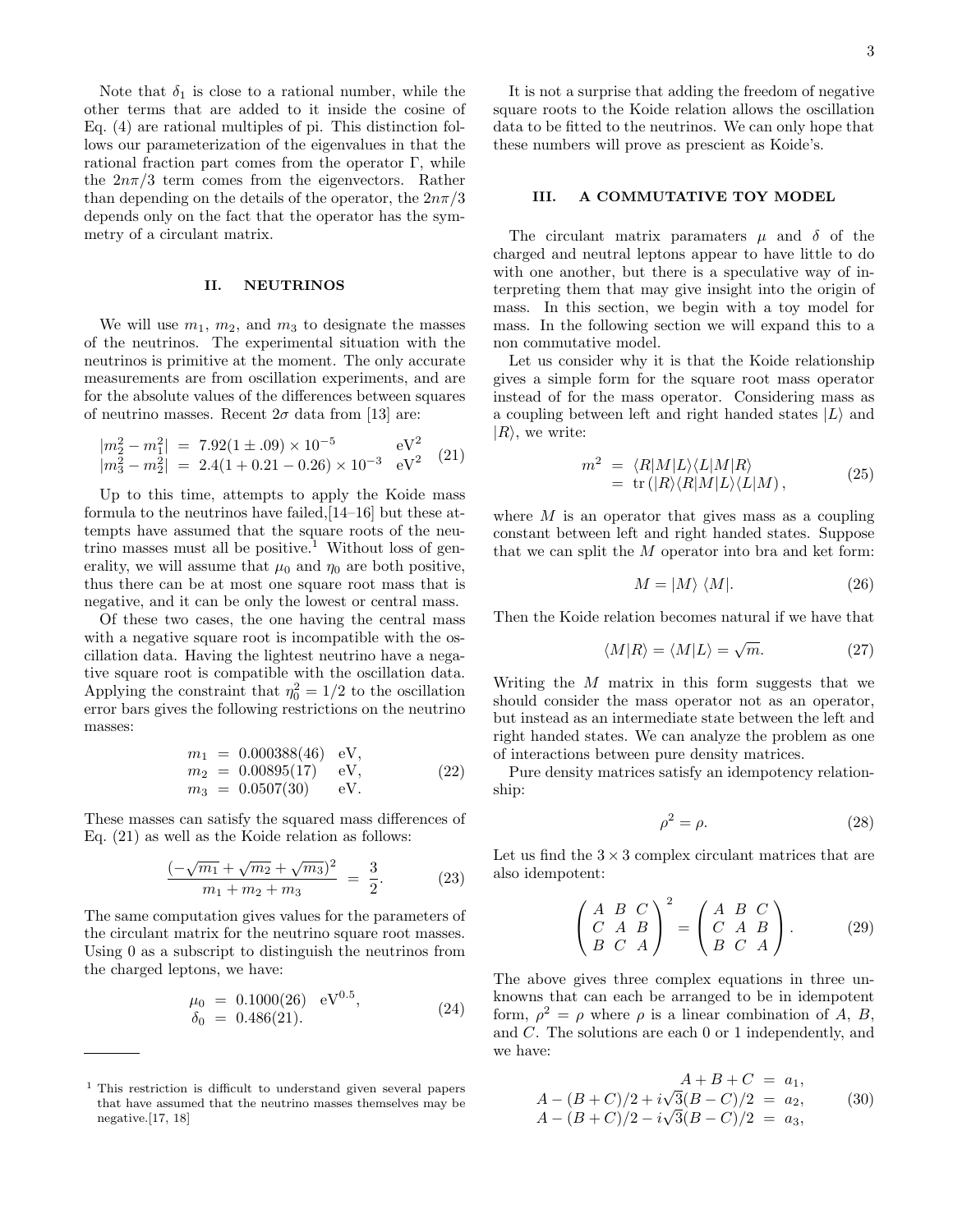Note that $\delta_1$ is close to a rational number, while the other terms that are added to it inside the cosine of Eq. (4) are rational multiples of pi. This distinction follows our parameterization of the eigenvalues in that the rational fraction part comes from the operator $\Gamma$, while the $2n\pi/3$ term comes from the eigenvectors. Rather than depending on the details of the operator, the $2n\pi/3$ depends only on the fact that the operator has the symmetry of a circulant matrix.

## II. NEUTRINOS

We will use $m_1$, $m_2$, and $m_3$ to designate the masses of the neutrinos. The experimental situation with the neutrinos is primitive at the moment. The only accurate measurements are from oscillation experiments, and are for the absolute values of the differences between squares of neutrino masses. Recent $2\sigma$ data from [13] are:

$$
\begin{array}{rcll}
|m_2^2 - m_1^2| &=& 7.92(1 \pm .09) \times 10^{-5} & \mathrm{eV}^2 \\
|m_3^2 - m_2^2| &=& 2.4(1 + 0.21 - 0.26) \times 10^{-3} & \mathrm{eV}^2
\end{array}
\tag{21}
$$

Up to this time, attempts to apply the Koide mass formula to the neutrinos have failed,[14–16] but these attempts have assumed that the square roots of the neutrino masses must all be positive.[1] Without loss of generality, we will assume that $\mu_0$ and $\eta_0$ are both positive, thus there can be at most one square root mass that is negative, and it can be only the lowest or central mass.

Of these two cases, the one having the central mass with a negative square root is incompatible with the oscillation data. Having the lightest neutrino have a negative square root is compatible with the oscillation data. Applying the constraint that $\eta_0^2 = 1/2$ to the oscillation error bars gives the following restrictions on the neutrino masses:

$$
\begin{array}{rcll}
m_1 &=& 0.000388(46) & \mathrm{eV}, \\
m_2 &=& 0.00895(17) & \mathrm{eV}, \\
m_3 &=& 0.0507(30) & \mathrm{eV}.
\end{array}
\tag{22}
$$

These masses can satisfy the squared mass differences of Eq. (21) as well as the Koide relation as follows:

$$
\frac{(-\sqrt{m_1} + \sqrt{m_2} + \sqrt{m_3})^2}{m_1 + m_2 + m_3} = \frac{3}{2}. \tag{23}
$$

The same computation gives values for the parameters of the circulant matrix for the neutrino square root masses. Using 0 as a subscript to distinguish the neutrinos from the charged leptons, we have:

$$
\begin{array}{rcll}
\mu_0 &=& 0.1000(26) & \mathrm{eV}^{0.5}, \\
\delta_0 &=& 0.486(21). &
\end{array}
\tag{24}
$$

It is not a surprise that adding the freedom of negative square roots to the Koide relation allows the oscillation data to be fitted to the neutrinos. We can only hope that these numbers will prove as prescient as Koide's.

## III. A COMMUTATIVE TOY MODEL

The circulant matrix paramaters $\mu$ and $\delta$ of the charged and neutral leptons appear to have little to do with one another, but there is a speculative way of interpreting them that may give insight into the origin of mass. In this section, we begin with a toy model for mass. In the following section we will expand this to a non commutative model.

Let us consider why it is that the Koide relationship gives a simple form for the square root mass operator instead of for the mass operator. Considering mass as a coupling between left and right handed states $|L\rangle$ and $|R\rangle$, we write:

$$
\begin{array}{rcl}
m^2 &=& \langle R|M|L\rangle\langle L|M|R\rangle \\
&=& \mathrm{tr}\,(|R\rangle\langle R|M|L\rangle\langle L|M)\,,
\end{array}
\tag{25}
$$

where $M$ is an operator that gives mass as a coupling constant between left and right handed states. Suppose that we can split the $M$ operator into bra and ket form:

$$
M = |M\rangle\;\langle M|. \tag{26}
$$

Then the Koide relation becomes natural if we have that

$$
\langle M|R\rangle = \langle M|L\rangle = \sqrt{m}. \tag{27}
$$

Writing the $M$ matrix in this form suggests that we should consider the mass operator not as an operator, but instead as an intermediate state between the left and right handed states. We can analyze the problem as one of interactions between pure density matrices.

Pure density matrices satisfy an idempotency relationship:

$$
\rho^2 = \rho. \tag{28}
$$

Let us find the $3 \times 3$ complex circulant matrices that are also idempotent:

$$
\left(\begin{array}{ccc} A & B & C \\ C & A & B \\ B & C & A \end{array}\right)^2 = \left(\begin{array}{ccc} A & B & C \\ C & A & B \\ B & C & A \end{array}\right). \tag{29}
$$

The above gives three complex equations in three unknowns that can each be arranged to be in idempotent form, $\rho^2 = \rho$ where $\rho$ is a linear combination of $A$, $B$, and $C$. The solutions are each 0 or 1 independently, and we have:

$$
\begin{array}{rcl}
A + B + C &=& a_1, \\
A - (B+C)/2 + i\sqrt{3}(B-C)/2 &=& a_2, \\
A - (B+C)/2 - i\sqrt{3}(B-C)/2 &=& a_3,
\end{array}
\tag{30}
$$

[1] This restriction is difficult to understand given several papers that have assumed that the neutrino masses themselves may be negative.[17, 18]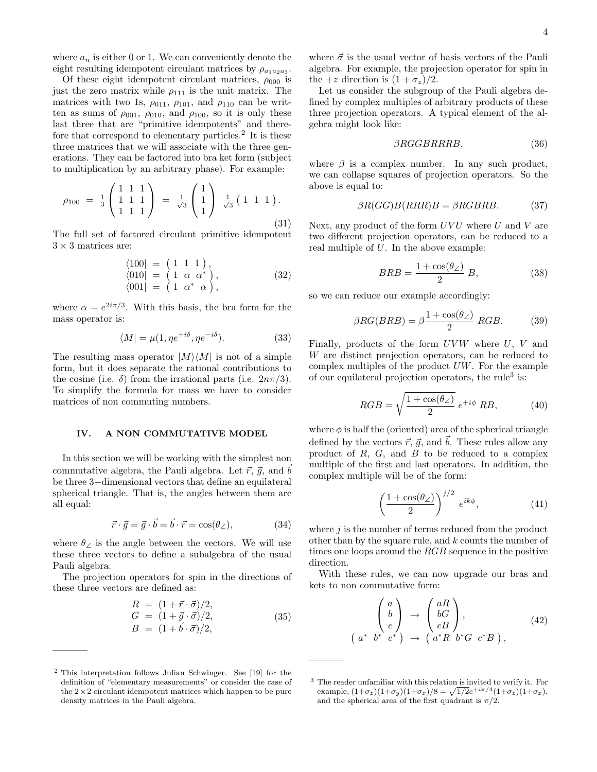where $a_n$ is either 0 or 1. We can conveniently denote the eight resulting idempotent circulant matrices by $\rho_{a_1a_2a_3}$.

Of these eight idempotent circulant matrices, $\rho_{000}$ is just the zero matrix while $\rho_{111}$ is the unit matrix. The matrices with two 1s, $\rho_{011}$, $\rho_{101}$, and $\rho_{110}$ can be written as sums of $\rho_{001}$, $\rho_{010}$, and $\rho_{100}$, so it is only these last three that are "primitive idempotents" and therefore that correspond to elementary particles.[2] It is these three matrices that we will associate with the three generations. They can be factored into bra ket form (subject to multiplication by an arbitrary phase). For example:

$$\rho_{100} = \frac{1}{3}\begin{pmatrix} 1 & 1 & 1 \\ 1 & 1 & 1 \\ 1 & 1 & 1 \end{pmatrix} = \frac{1}{\sqrt{3}}\begin{pmatrix} 1 \\ 1 \\ 1 \end{pmatrix} \frac{1}{\sqrt{3}}\begin{pmatrix} 1 & 1 & 1 \end{pmatrix}. \tag{31}$$

The full set of factored circulant primitive idempotent $3\times 3$ matrices are:

$$\begin{aligned} \langle 100| &= \begin{pmatrix} 1 & 1 & 1 \end{pmatrix}, \\ \langle 010| &= \begin{pmatrix} 1 & \alpha & \alpha^* \end{pmatrix}, \\ \langle 001| &= \begin{pmatrix} 1 & \alpha^* & \alpha \end{pmatrix}, \end{aligned} \tag{32}$$

where $\alpha = e^{2i\pi/3}$. With this basis, the bra form for the mass operator is:

$$\langle M| = \mu(1, \eta e^{+i\delta}, \eta e^{-i\delta}). \tag{33}$$

The resulting mass operator $|M\rangle\langle M|$ is not of a simple form, but it does separate the rational contributions to the cosine (i.e. $\delta$) from the irrational parts (i.e. $2n\pi/3$). To simplify the formula for mass we have to consider matrices of non commuting numbers.

## IV. A NON COMMUTATIVE MODEL

In this section we will be working with the simplest non commutative algebra, the Pauli algebra. Let $\vec{r}$, $\vec{g}$, and $\vec{b}$ be three 3−dimensional vectors that define an equilateral spherical triangle. That is, the angles between them are all equal:

$$\vec{r}\cdot\vec{g} = \vec{g}\cdot\vec{b} = \vec{b}\cdot\vec{r} = \cos(\theta_\angle), \tag{34}$$

where $\theta_\angle$ is the angle between the vectors. We will use these three vectors to define a subalgebra of the usual Pauli algebra.

The projection operators for spin in the directions of these three vectors are defined as:

$$\begin{aligned} R &= (1 + \vec{r}\cdot\vec{\sigma})/2, \\ G &= (1 + \vec{g}\cdot\vec{\sigma})/2, \\ B &= (1 + \vec{b}\cdot\vec{\sigma})/2, \end{aligned} \tag{35}$$

where $\vec{\sigma}$ is the usual vector of basis vectors of the Pauli algebra. For example, the projection operator for spin in the $+z$ direction is $(1+\sigma_z)/2$.

Let us consider the subgroup of the Pauli algebra defined by complex multiples of arbitrary products of these three projection operators. A typical element of the algebra might look like:

$$\beta RGGBRRRB, \tag{36}$$

where $\beta$ is a complex number. In any such product, we can collapse squares of projection operators. So the above is equal to:

$$\beta R(GG)B(RRR)B = \beta RGBRB. \tag{37}$$

Next, any product of the form $UVU$ where $U$ and $V$ are two different projection operators, can be reduced to a real multiple of $U$. In the above example:

$$BRB = \frac{1+\cos(\theta_\angle)}{2}\, B, \tag{38}$$

so we can reduce our example accordingly:

$$\beta RG(BRB) = \beta\frac{1+\cos(\theta_\angle)}{2}\, RGB. \tag{39}$$

Finally, products of the form $UVW$ where $U$, $V$ and $W$ are distinct projection operators, can be reduced to complex multiples of the product $UW$. For the example of our equilateral projection operators, the rule[3] is:

$$RGB = \sqrt{\frac{1+\cos(\theta_\angle)}{2}}\, e^{+i\phi}\, RB, \tag{40}$$

where $\phi$ is half the (oriented) area of the spherical triangle defined by the vectors $\vec{r}$, $\vec{g}$, and $\vec{b}$. These rules allow any product of $R$, $G$, and $B$ to be reduced to a complex multiple of the first and last operators. In addition, the complex multiple will be of the form:

$$\left(\frac{1+\cos(\theta_\angle)}{2}\right)^{j/2} e^{ik\phi}, \tag{41}$$

where $j$ is the number of terms reduced from the product other than by the square rule, and $k$ counts the number of times one loops around the $RGB$ sequence in the positive direction.

With these rules, we can now upgrade our bras and kets to non commutative form:

$$\begin{aligned} \begin{pmatrix} a \\ b \\ c \end{pmatrix} &\to \begin{pmatrix} aR \\ bG \\ cB \end{pmatrix}, \\ \begin{pmatrix} a^* & b^* & c^* \end{pmatrix} &\to \begin{pmatrix} a^*R & b^*G & c^*B \end{pmatrix}, \end{aligned} \tag{42}$$

---

[2] This interpretation follows Julian Schwinger. See [19] for the definition of "elementary measurements" or consider the case of the $2\times 2$ circulant idempotent matrices which happen to be pure density matrices in the Pauli algebra.

[3] The reader unfamiliar with this relation is invited to verify it. For example, $(1+\sigma_z)(1+\sigma_y)(1+\sigma_x)/8 = \sqrt{1/2}e^{+i\pi/4}(1+\sigma_z)(1+\sigma_x)$, and the spherical area of the first quadrant is $\pi/2$.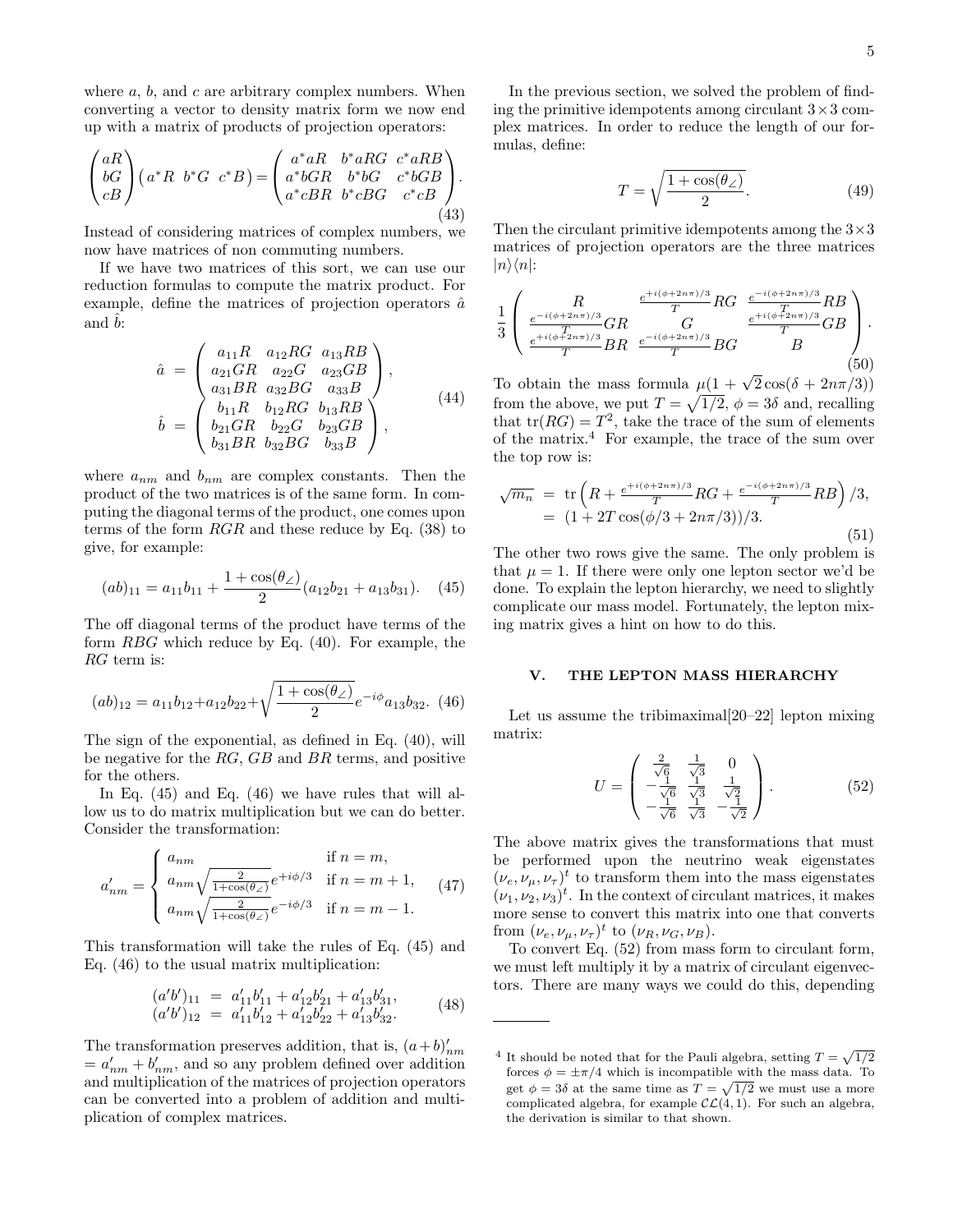where $a$, $b$, and $c$ are arbitrary complex numbers. When converting a vector to density matrix form we now end up with a matrix of products of projection operators:

$$\begin{pmatrix} aR \\ bG \\ cB \end{pmatrix} \begin{pmatrix} a^*R & b^*G & c^*B \end{pmatrix} = \begin{pmatrix} a^*aR & b^*aRG & c^*aRB \\ a^*bGR & b^*bG & c^*bGB \\ a^*cBR & b^*cBG & c^*cB \end{pmatrix}. \tag{43}$$

Instead of considering matrices of complex numbers, we now have matrices of non commuting numbers.

If we have two matrices of this sort, we can use our reduction formulas to compute the matrix product. For example, define the matrices of projection operators $\hat{a}$ and $\hat{b}$:

$$\begin{aligned} \hat{a} &= \begin{pmatrix} a_{11}R & a_{12}RG & a_{13}RB \\ a_{21}GR & a_{22}G & a_{23}GB \\ a_{31}BR & a_{32}BG & a_{33}B \end{pmatrix}, \\ \hat{b} &= \begin{pmatrix} b_{11}R & b_{12}RG & b_{13}RB \\ b_{21}GR & b_{22}G & b_{23}GB \\ b_{31}BR & b_{32}BG & b_{33}B \end{pmatrix}, \end{aligned} \tag{44}$$

where $a_{nm}$ and $b_{nm}$ are complex constants. Then the product of the two matrices is of the same form. In computing the diagonal terms of the product, one comes upon terms of the form $RGR$ and these reduce by Eq. (38) to give, for example:

$$(ab)_{11} = a_{11}b_{11} + \frac{1+\cos(\theta_\angle)}{2}(a_{12}b_{21} + a_{13}b_{31}). \tag{45}$$

The off diagonal terms of the product have terms of the form $RBG$ which reduce by Eq. (40). For example, the $RG$ term is:

$$(ab)_{12} = a_{11}b_{12} + a_{12}b_{22} + \sqrt{\frac{1+\cos(\theta_\angle)}{2}}e^{-i\phi}a_{13}b_{32}. \tag{46}$$

The sign of the exponential, as defined in Eq. (40), will be negative for the $RG$, $GB$ and $BR$ terms, and positive for the others.

In Eq. (45) and Eq. (46) we have rules that will allow us to do matrix multiplication but we can do better. Consider the transformation:

$$a'_{nm} = \begin{cases} a_{nm} & \text{if } n = m, \\ a_{nm}\sqrt{\frac{2}{1+\cos(\theta_\angle)}}e^{+i\phi/3} & \text{if } n = m+1, \\ a_{nm}\sqrt{\frac{2}{1+\cos(\theta_\angle)}}e^{-i\phi/3} & \text{if } n = m-1. \end{cases} \tag{47}$$

This transformation will take the rules of Eq. (45) and Eq. (46) to the usual matrix multiplication:

$$\begin{aligned} (a'b')_{11} &= a'_{11}b'_{11} + a'_{12}b'_{21} + a'_{13}b'_{31}, \\ (a'b')_{12} &= a'_{11}b'_{12} + a'_{12}b'_{22} + a'_{13}b'_{32}. \end{aligned} \tag{48}$$

The transformation preserves addition, that is, $(a+b)'_{nm} = a'_{nm} + b'_{nm}$, and so any problem defined over addition and multiplication of the matrices of projection operators can be converted into a problem of addition and multiplication of complex matrices.

In the previous section, we solved the problem of finding the primitive idempotents among circulant $3\times 3$ complex matrices. In order to reduce the length of our formulas, define:

$$T = \sqrt{\frac{1+\cos(\theta_\angle)}{2}}. \tag{49}$$

Then the circulant primitive idempotents among the $3\times 3$ matrices of projection operators are the three matrices $|n\rangle\langle n|$:

$$\frac{1}{3}\begin{pmatrix} R & \frac{e^{+i(\phi+2n\pi)/3}}{T}RG & \frac{e^{-i(\phi+2n\pi)/3}}{T}RB \\ \frac{e^{-i(\phi+2n\pi)/3}}{T}GR & G & \frac{e^{+i(\phi+2n\pi)/3}}{T}GB \\ \frac{e^{+i(\phi+2n\pi)/3}}{T}BR & \frac{e^{-i(\phi+2n\pi)/3}}{T}BG & B \end{pmatrix}. \tag{50}$$

To obtain the mass formula $\mu(1+\sqrt{2}\cos(\delta+2n\pi/3))$ from the above, we put $T = \sqrt{1/2}$, $\phi = 3\delta$ and, recalling that $\mathrm{tr}(RG) = T^2$, take the trace of the sum of elements of the matrix.[4] For example, the trace of the sum over the top row is:

$$\begin{aligned} \sqrt{m_n} &= \mathrm{tr}\left(R + \tfrac{e^{+i(\phi+2n\pi)/3}}{T}RG + \tfrac{e^{-i(\phi+2n\pi)/3}}{T}RB\right)/3, \\ &= (1 + 2T\cos(\phi/3 + 2n\pi/3))/3. \end{aligned} \tag{51}$$

The other two rows give the same. The only problem is that $\mu = 1$. If there were only one lepton sector we'd be done. To explain the lepton hierarchy, we need to slightly complicate our mass model. Fortunately, the lepton mixing matrix gives a hint on how to do this.

## V. THE LEPTON MASS HIERARCHY

Let us assume the tribimaximal[20–22] lepton mixing matrix:

$$U = \begin{pmatrix} \frac{2}{\sqrt{6}} & \frac{1}{\sqrt{3}} & 0 \\ -\frac{1}{\sqrt{6}} & \frac{1}{\sqrt{3}} & \frac{1}{\sqrt{2}} \\ -\frac{1}{\sqrt{6}} & \frac{1}{\sqrt{3}} & -\frac{1}{\sqrt{2}} \end{pmatrix}. \tag{52}$$

The above matrix gives the transformations that must be performed upon the neutrino weak eigenstates $(\nu_e, \nu_\mu, \nu_\tau)^t$ to transform them into the mass eigenstates $(\nu_1, \nu_2, \nu_3)^t$. In the context of circulant matrices, it makes more sense to convert this matrix into one that converts from $(\nu_e, \nu_\mu, \nu_\tau)^t$ to $(\nu_R, \nu_G, \nu_B)$.

To convert Eq. (52) from mass form to circulant form, we must left multiply it by a matrix of circulant eigenvectors. There are many ways we could do this, depending

[4] It should be noted that for the Pauli algebra, setting $T = \sqrt{1/2}$ forces $\phi = \pm\pi/4$ which is incompatible with the mass data. To get $\phi = 3\delta$ at the same time as $T = \sqrt{1/2}$ we must use a more complicated algebra, for example $\mathcal{CL}(4,1)$. For such an algebra, the derivation is similar to that shown.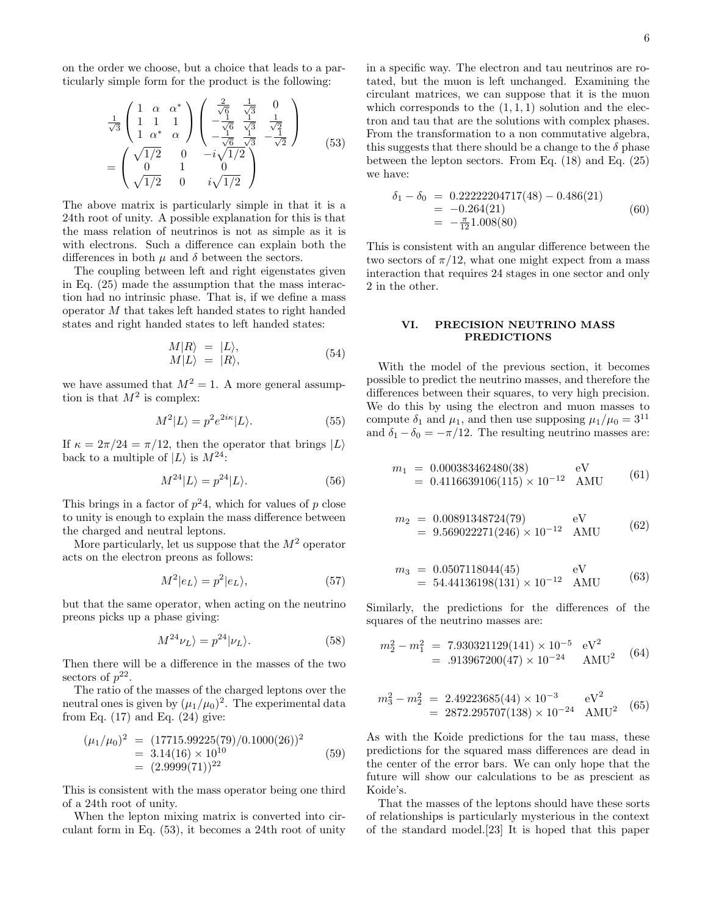on the order we choose, but a choice that leads to a particularly simple form for the product is the following:

$$
\begin{array}{l}
\frac{1}{\sqrt{3}}\left(\begin{array}{ccc} 1 & \alpha & \alpha^* \\ 1 & 1 & 1 \\ 1 & \alpha^* & \alpha \end{array}\right)\left(\begin{array}{ccc} \frac{2}{\sqrt{6}} & \frac{1}{\sqrt{3}} & 0 \\ -\frac{1}{\sqrt{6}} & \frac{1}{\sqrt{3}} & \frac{1}{\sqrt{2}} \\ -\frac{1}{\sqrt{6}} & \frac{1}{\sqrt{3}} & -\frac{1}{\sqrt{2}} \end{array}\right) \\
= \left(\begin{array}{ccc} \sqrt{1/2} & 0 & -i\sqrt{1/2} \\ 0 & 1 & 0 \\ \sqrt{1/2} & 0 & i\sqrt{1/2} \end{array}\right)
\end{array}
\tag{53}
$$

The above matrix is particularly simple in that it is a 24th root of unity. A possible explanation for this is that the mass relation of neutrinos is not as simple as it is with electrons. Such a difference can explain both the differences in both $\mu$ and $\delta$ between the sectors.

The coupling between left and right eigenstates given in Eq. (25) made the assumption that the mass interaction had no intrinsic phase. That is, if we define a mass operator $M$ that takes left handed states to right handed states and right handed states to left handed states:

$$
\begin{array}{rcl}
M|R\rangle &=& |L\rangle, \\
M|L\rangle &=& |R\rangle,
\end{array}
\tag{54}
$$

we have assumed that $M^2 = 1$. A more general assumption is that $M^2$ is complex:

$$
M^2|L\rangle = p^2 e^{2i\kappa}|L\rangle. \tag{55}
$$

If $\kappa = 2\pi/24 = \pi/12$, then the operator that brings $|L\rangle$ back to a multiple of $|L\rangle$ is $M^{24}$:

$$
M^{24}|L\rangle = p^{24}|L\rangle. \tag{56}
$$

This brings in a factor of $p^24$, which for values of $p$ close to unity is enough to explain the mass difference between the charged and neutral leptons.

More particularly, let us suppose that the $M^2$ operator acts on the electron preons as follows:

$$
M^2|e_L\rangle = p^2|e_L\rangle, \tag{57}
$$

but that the same operator, when acting on the neutrino preons picks up a phase giving:

$$
M^{24}\nu_L\rangle = p^{24}|\nu_L\rangle. \tag{58}
$$

Then there will be a difference in the masses of the two sectors of $p^{22}$.

The ratio of the masses of the charged leptons over the neutral ones is given by $(\mu_1/\mu_0)^2$. The experimental data from Eq. (17) and Eq. (24) give:

$$
\begin{array}{rcl}
(\mu_1/\mu_0)^2 &=& (17715.99225(79)/0.1000(26))^2 \\
&=& 3.14(16) \times 10^{10} \\
&=& (2.9999(71))^{22}
\end{array}
\tag{59}
$$

This is consistent with the mass operator being one third of a 24th root of unity.

When the lepton mixing matrix is converted into circulant form in Eq. (53), it becomes a 24th root of unity in a specific way. The electron and tau neutrinos are rotated, but the muon is left unchanged. Examining the circulant matrices, we can suppose that it is the muon which corresponds to the $(1, 1, 1)$ solution and the electron and tau that are the solutions with complex phases. From the transformation to a non commutative algebra, this suggests that there should be a change to the $\delta$ phase between the lepton sectors. From Eq. (18) and Eq. (25) we have:

$$
\begin{array}{rcl}
\delta_1 - \delta_0 &=& 0.22222204717(48) - 0.486(21) \\
&=& -0.264(21) \\
&=& -\frac{\pi}{12}1.008(80)
\end{array}
\tag{60}
$$

This is consistent with an angular difference between the two sectors of $\pi/12$, what one might expect from a mass interaction that requires 24 stages in one sector and only 2 in the other.

## VI. PRECISION NEUTRINO MASS PREDICTIONS

With the model of the previous section, it becomes possible to predict the neutrino masses, and therefore the differences between their squares, to very high precision. We do this by using the electron and muon masses to compute $\delta_1$ and $\mu_1$, and then use supposing $\mu_1/\mu_0 = 3^{11}$ and $\delta_1 - \delta_0 = -\pi/12$. The resulting neutrino masses are:

$$
\begin{array}{rcll}
m_1 &=& 0.000383462480(38) & \text{eV} \\
&=& 0.4116639106(115) \times 10^{-12} & \text{AMU}
\end{array}
\tag{61}
$$

$$
\begin{array}{rcll}
m_2 &=& 0.00891348724(79) & \text{eV} \\
&=& 9.569022271(246) \times 10^{-12} & \text{AMU}
\end{array}
\tag{62}
$$

$$
\begin{array}{rcll}
m_3 &=& 0.0507118044(45) & \text{eV} \\
&=& 54.44136198(131) \times 10^{-12} & \text{AMU}
\end{array}
\tag{63}
$$

Similarly, the predictions for the differences of the squares of the neutrino masses are:

$$
\begin{array}{rcll}
m_2^2 - m_1^2 &=& 7.930321129(141) \times 10^{-5} & \text{eV}^2 \\
&=& .913967200(47) \times 10^{-24} & \text{AMU}^2
\end{array}
\tag{64}
$$

$$
\begin{array}{rcll}
m_3^2 - m_2^2 &=& 2.49223685(44) \times 10^{-3} & \text{eV}^2 \\
&=& 2872.295707(138) \times 10^{-24} & \text{AMU}^2
\end{array}
\tag{65}
$$

As with the Koide predictions for the tau mass, these predictions for the squared mass differences are dead in the center of the error bars. We can only hope that the future will show our calculations to be as prescient as Koide's.

That the masses of the leptons should have these sorts of relationships is particularly mysterious in the context of the standard model.[23] It is hoped that this paper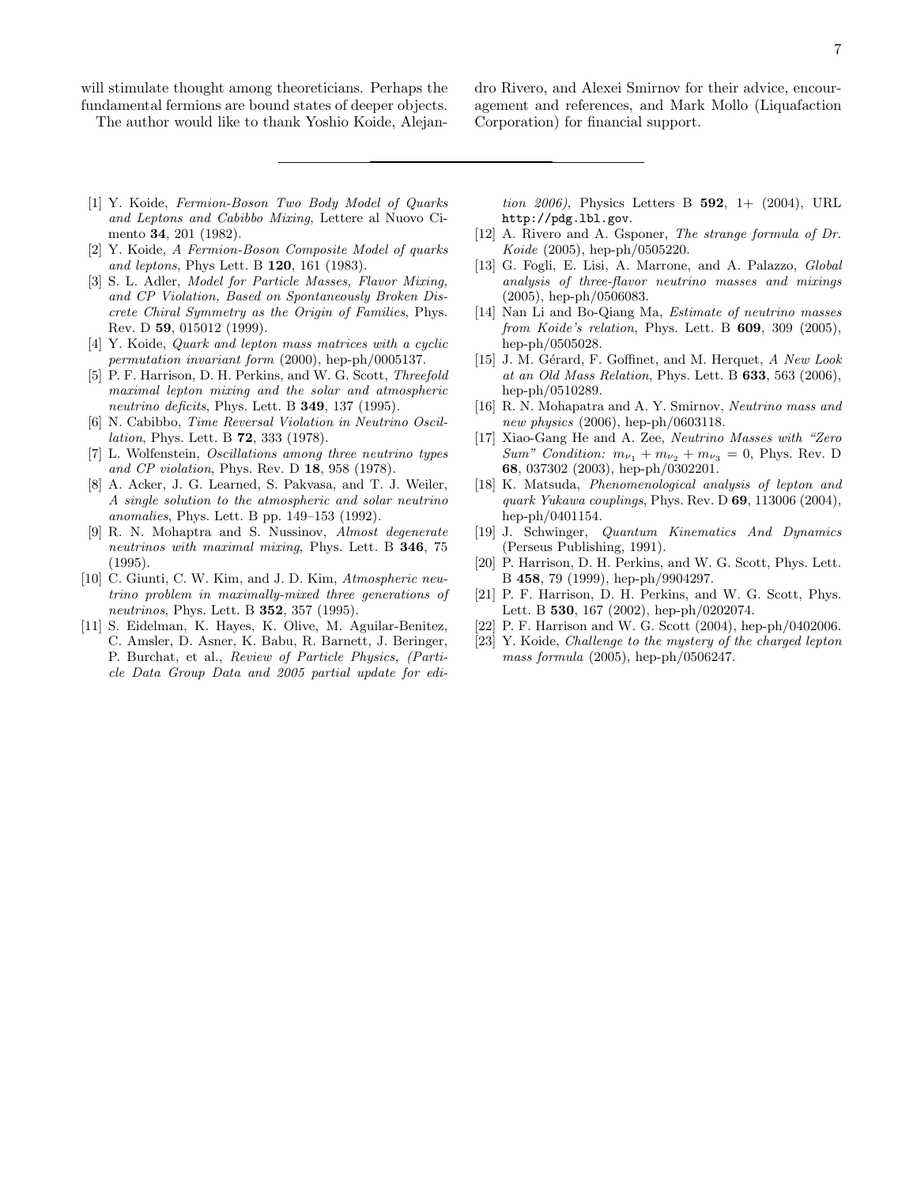will stimulate thought among theoreticians. Perhaps the fundamental fermions are bound states of deeper objects.

The author would like to thank Yoshio Koide, Alejandro Rivero, and Alexei Smirnov for their advice, encouragement and references, and Mark Mollo (Liquafaction Corporation) for financial support.

---

[1] Y. Koide, *Fermion-Boson Two Body Model of Quarks and Leptons and Cabibbo Mixing*, Lettere al Nuovo Cimento **34**, 201 (1982).

[2] Y. Koide, *A Fermion-Boson Composite Model of quarks and leptons*, Phys Lett. B **120**, 161 (1983).

[3] S. L. Adler, *Model for Particle Masses, Flavor Mixing, and CP Violation, Based on Spontaneously Broken Discrete Chiral Symmetry as the Origin of Families*, Phys. Rev. D **59**, 015012 (1999).

[4] Y. Koide, *Quark and lepton mass matrices with a cyclic permutation invariant form* (2000), hep-ph/0005137.

[5] P. F. Harrison, D. H. Perkins, and W. G. Scott, *Threefold maximal lepton mixing and the solar and atmospheric neutrino deficits*, Phys. Lett. B **349**, 137 (1995).

[6] N. Cabibbo, *Time Reversal Violation in Neutrino Oscillation*, Phys. Lett. B **72**, 333 (1978).

[7] L. Wolfenstein, *Oscillations among three neutrino types and CP violation*, Phys. Rev. D **18**, 958 (1978).

[8] A. Acker, J. G. Learned, S. Pakvasa, and T. J. Weiler, *A single solution to the atmospheric and solar neutrino anomalies*, Phys. Lett. B pp. 149–153 (1992).

[9] R. N. Mohaptra and S. Nussinov, *Almost degenerate neutrinos with maximal mixing*, Phys. Lett. B **346**, 75 (1995).

[10] C. Giunti, C. W. Kim, and J. D. Kim, *Atmospheric neutrino problem in maximally-mixed three generations of neutrinos*, Phys. Lett. B **352**, 357 (1995).

[11] S. Eidelman, K. Hayes, K. Olive, M. Aguilar-Benitez, C. Amsler, D. Asner, K. Babu, R. Barnett, J. Beringer, P. Burchat, et al., *Review of Particle Physics, (Particle Data Group Data and 2005 partial update for edition 2006)*, Physics Letters B **592**, 1+ (2004), URL `http://pdg.lbl.gov`.

[12] A. Rivero and A. Gsponer, *The strange formula of Dr. Koide* (2005), hep-ph/0505220.

[13] G. Fogli, E. Lisi, A. Marrone, and A. Palazzo, *Global analysis of three-flavor neutrino masses and mixings* (2005), hep-ph/0506083.

[14] Nan Li and Bo-Qiang Ma, *Estimate of neutrino masses from Koide's relation*, Phys. Lett. B **609**, 309 (2005), hep-ph/0505028.

[15] J. M. Gérard, F. Goffinet, and M. Herquet, *A New Look at an Old Mass Relation*, Phys. Lett. B **633**, 563 (2006), hep-ph/0510289.

[16] R. N. Mohapatra and A. Y. Smirnov, *Neutrino mass and new physics* (2006), hep-ph/0603118.

[17] Xiao-Gang He and A. Zee, *Neutrino Masses with "Zero Sum" Condition: $m_{\nu_1} + m_{\nu_2} + m_{\nu_3} = 0$*, Phys. Rev. D **68**, 037302 (2003), hep-ph/0302201.

[18] K. Matsuda, *Phenomenological analysis of lepton and quark Yukawa couplings*, Phys. Rev. D **69**, 113006 (2004), hep-ph/0401154.

[19] J. Schwinger, *Quantum Kinematics And Dynamics* (Perseus Publishing, 1991).

[20] P. Harrison, D. H. Perkins, and W. G. Scott, Phys. Lett. B **458**, 79 (1999), hep-ph/9904297.

[21] P. F. Harrison, D. H. Perkins, and W. G. Scott, Phys. Lett. B **530**, 167 (2002), hep-ph/0202074.

[22] P. F. Harrison and W. G. Scott (2004), hep-ph/0402006.

[23] Y. Koide, *Challenge to the mystery of the charged lepton mass formula* (2005), hep-ph/0506247.